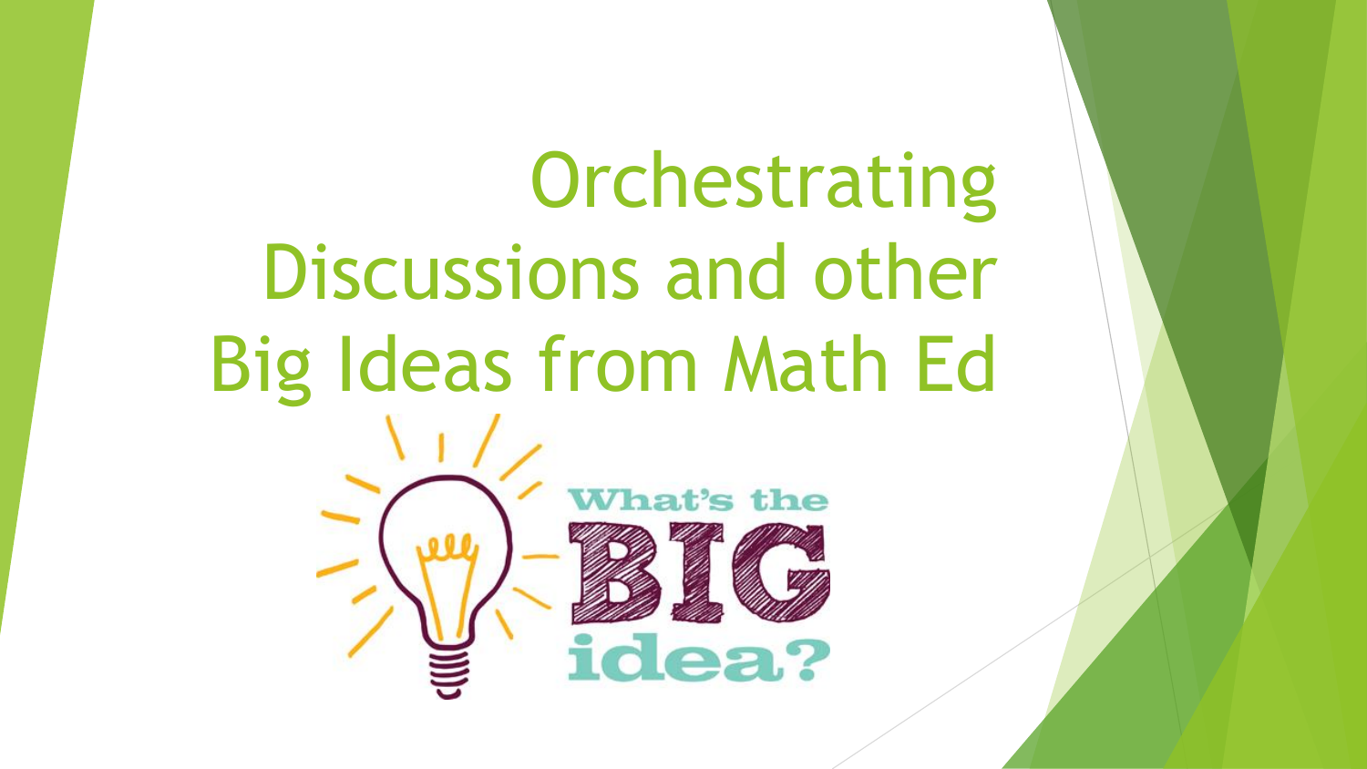# Orchestrating Discussions and other Big Ideas from Math Ed

What's the BIG idea?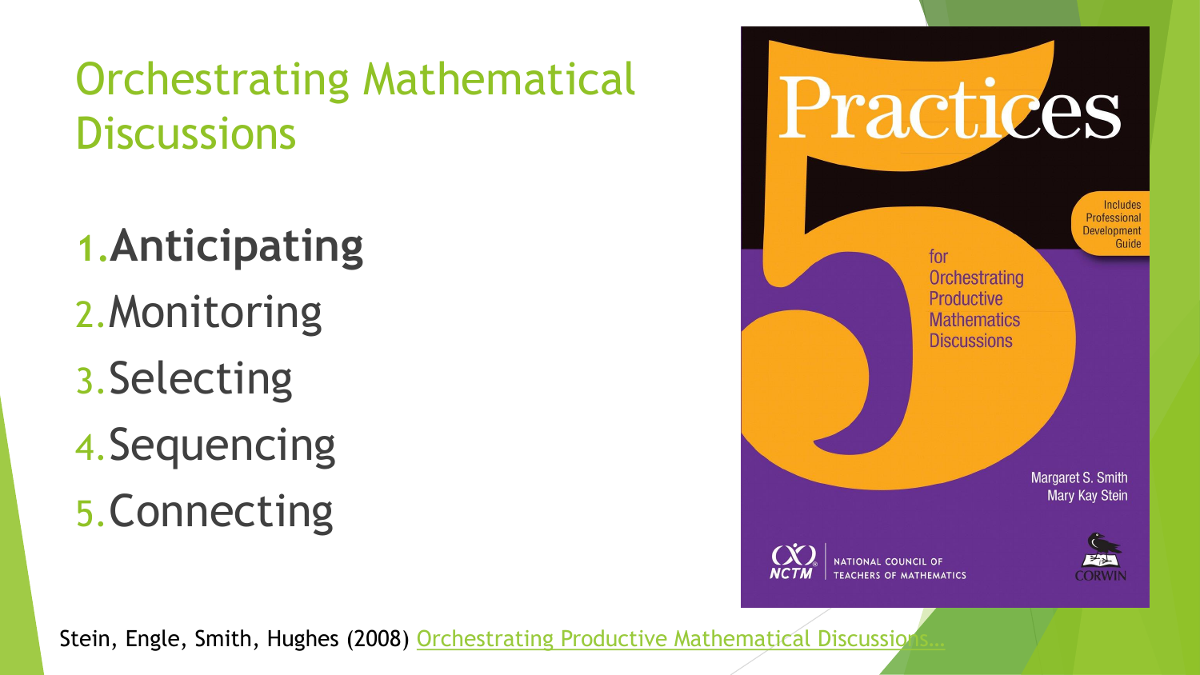# Orchestrating Mathematical Discussions

1. **Anticipating**
2. Monitoring
3. Selecting
4. Sequencing
5. Connecting

Practices

5

for Orchestrating Productive Mathematics Discussions

Includes Professional Development Guide

Margaret S. Smith
Mary Kay Stein

NCTM | NATIONAL COUNCIL OF TEACHERS OF MATHEMATICS

CORWIN

Stein, Engle, Smith, Hughes (2008) Orchestrating Productive Mathematical Discussions…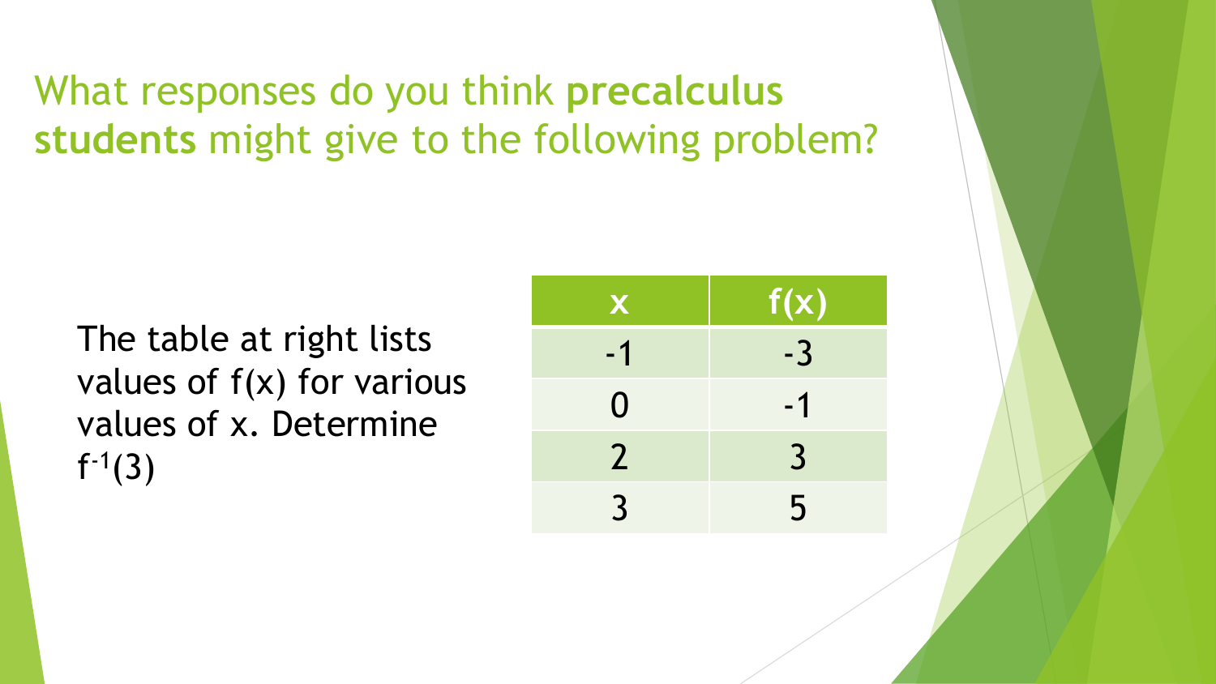## What responses do you think **precalculus students** might give to the following problem?

The table at right lists values of $f(x)$ for various values of x. Determine $f^{-1}(3)$

| x | f(x) |
|---|---|
| -1 | -3 |
| 0 | -1 |
| 2 | 3 |
| 3 | 5 |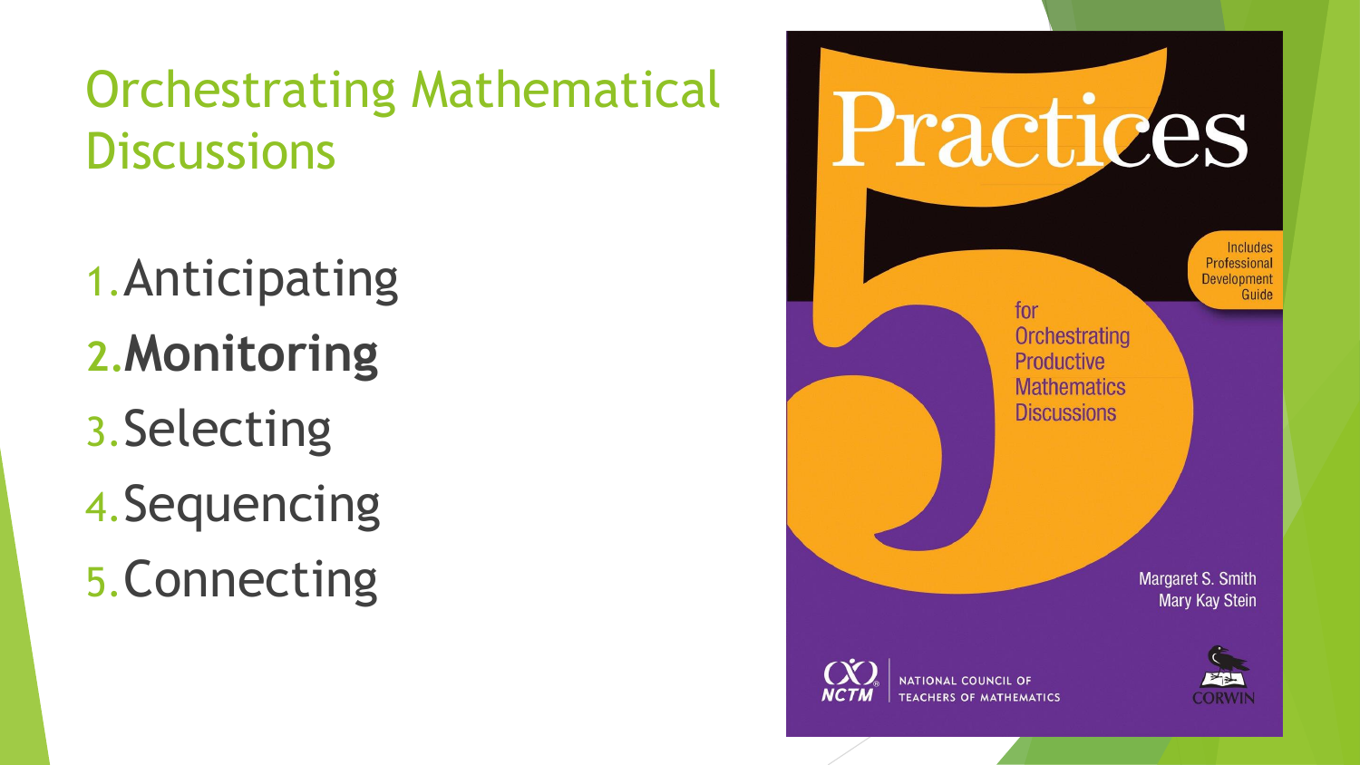# Orchestrating Mathematical Discussions

1. Anticipating
2. **Monitoring**
3. Selecting
4. Sequencing
5. Connecting

5 Practices for Orchestrating Productive Mathematics Discussions

Includes Professional Development Guide

Margaret S. Smith
Mary Kay Stein

NCTM NATIONAL COUNCIL OF TEACHERS OF MATHEMATICS

CORWIN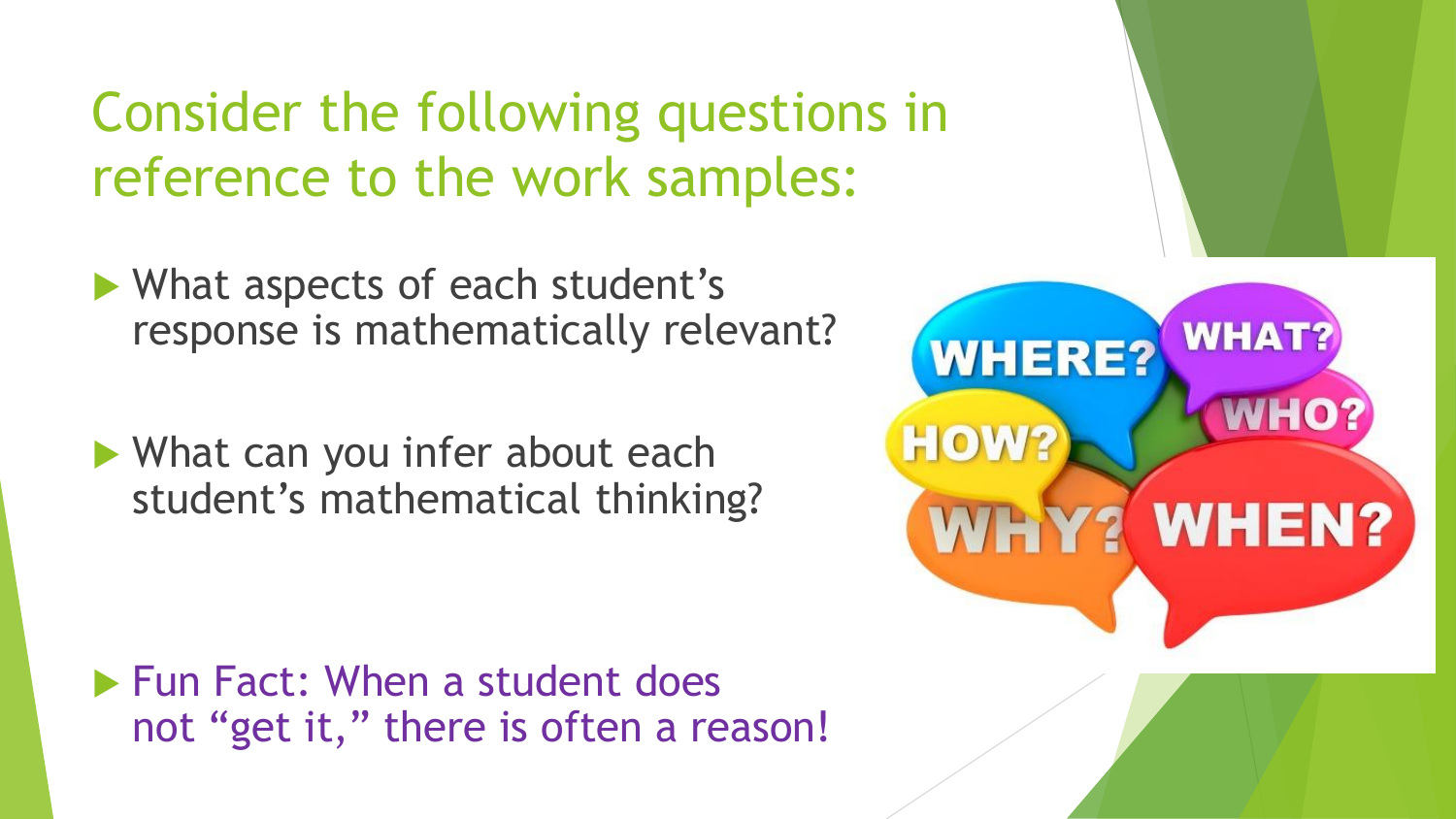# Consider the following questions in reference to the work samples:

- What aspects of each student's response is mathematically relevant?

- What can you infer about each student's mathematical thinking?

- Fun Fact: When a student does not "get it," there is often a reason!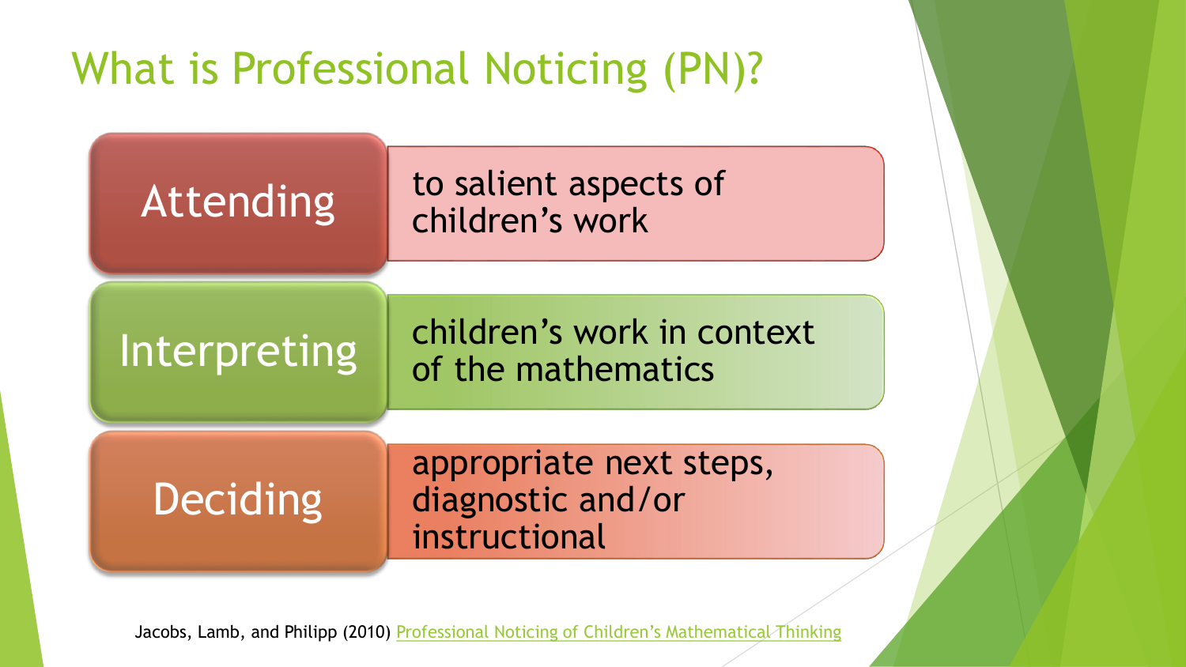# What is Professional Noticing (PN)?

| | |
|---|---|
| **Attending** | to salient aspects of children's work |
| **Interpreting** | children's work in context of the mathematics |
| **Deciding** | appropriate next steps, diagnostic and/or instructional |

Jacobs, Lamb, and Philipp (2010) Professional Noticing of Children's Mathematical Thinking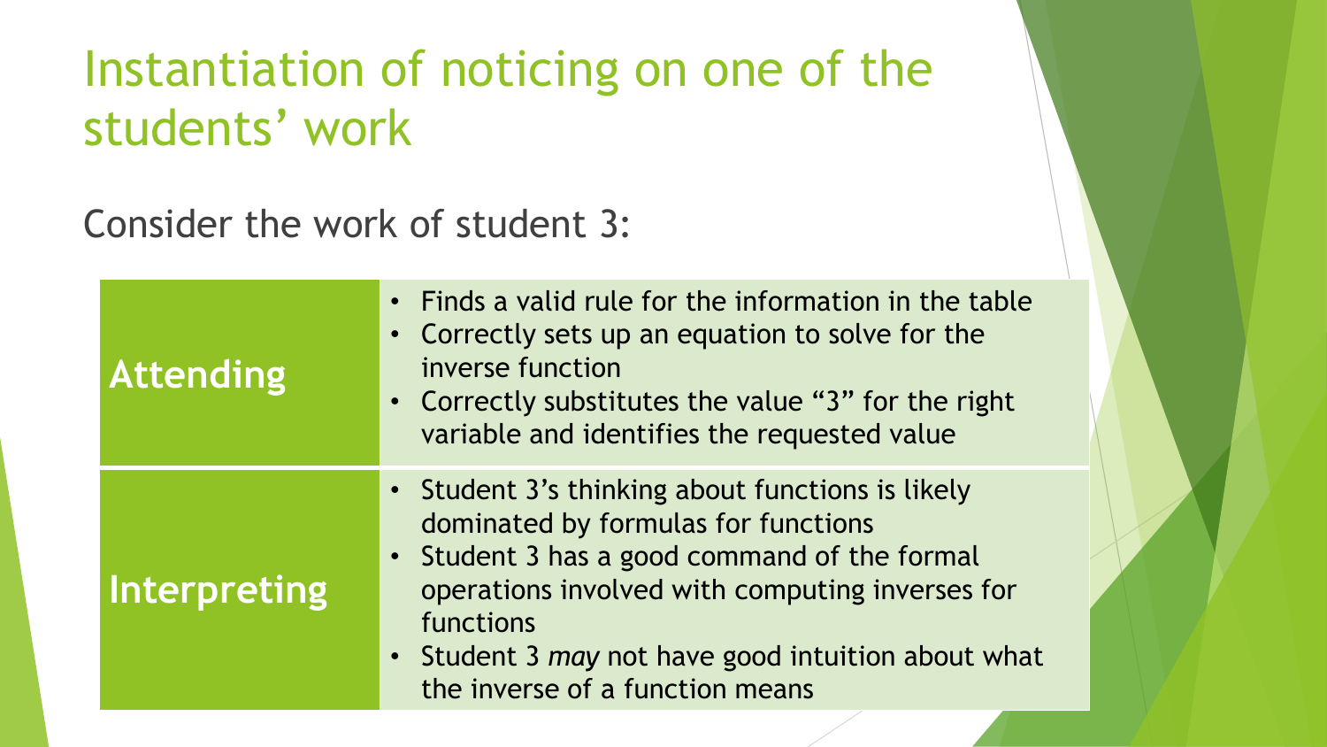# Instantiation of noticing on one of the students' work

Consider the work of student 3:

| | |
|---|---|
| **Attending** | • Finds a valid rule for the information in the table<br>• Correctly sets up an equation to solve for the inverse function<br>• Correctly substitutes the value "3" for the right variable and identifies the requested value |
| **Interpreting** | • Student 3's thinking about functions is likely dominated by formulas for functions<br>• Student 3 has a good command of the formal operations involved with computing inverses for functions<br>• Student 3 *may* not have good intuition about what the inverse of a function means |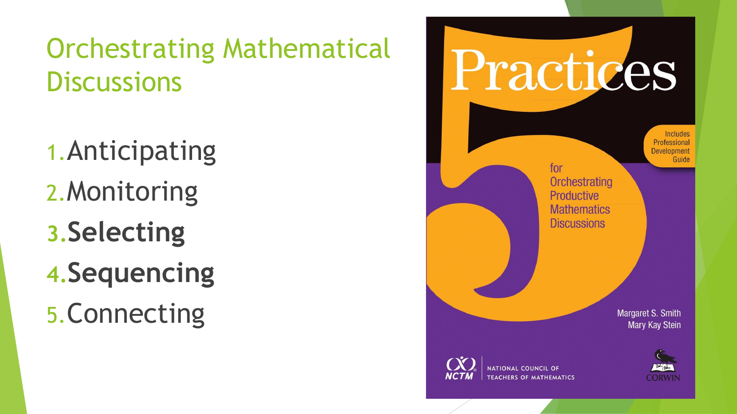# Orchestrating Mathematical Discussions

1. Anticipating
2. Monitoring
3. **Selecting**
4. **Sequencing**
5. Connecting

Practices

5

for Orchestrating Productive Mathematics Discussions

Includes Professional Development Guide

Margaret S. Smith
Mary Kay Stein

NCTM NATIONAL COUNCIL OF TEACHERS OF MATHEMATICS

CORWIN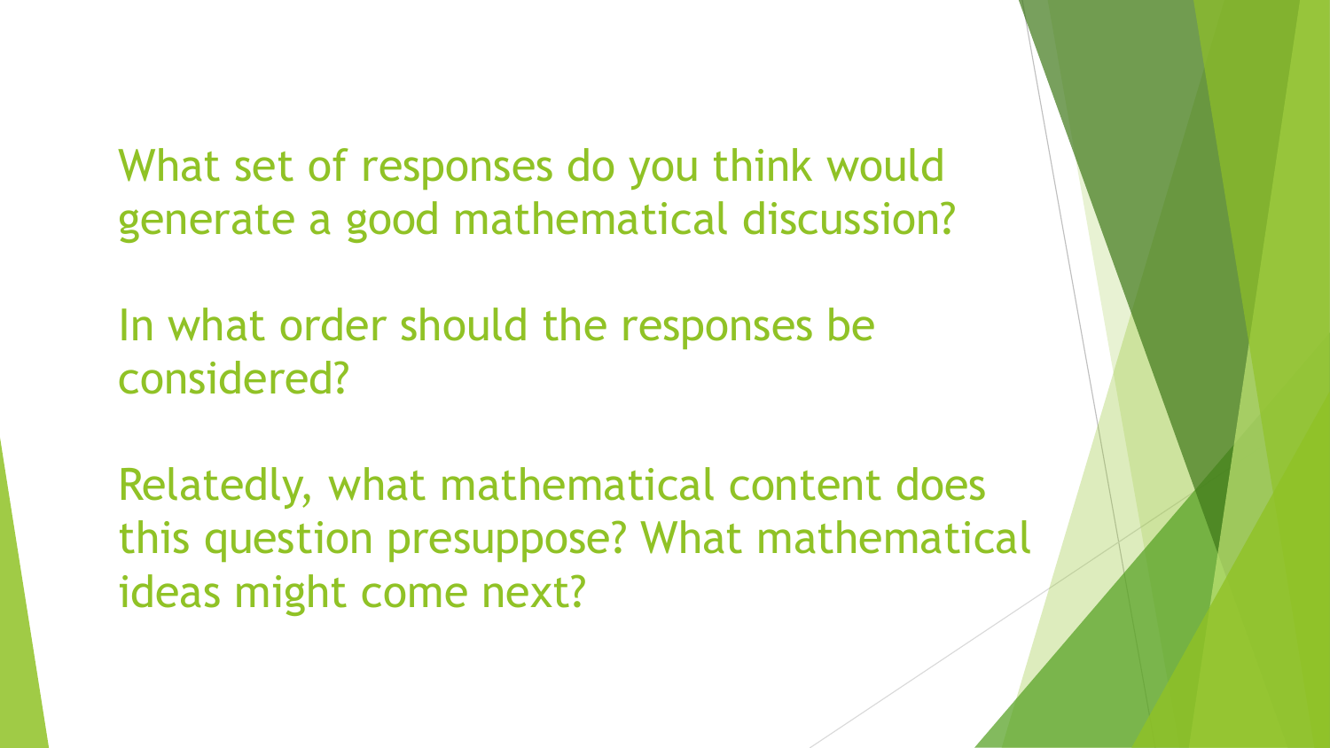What set of responses do you think would generate a good mathematical discussion?

In what order should the responses be considered?

Relatedly, what mathematical content does this question presuppose? What mathematical ideas might come next?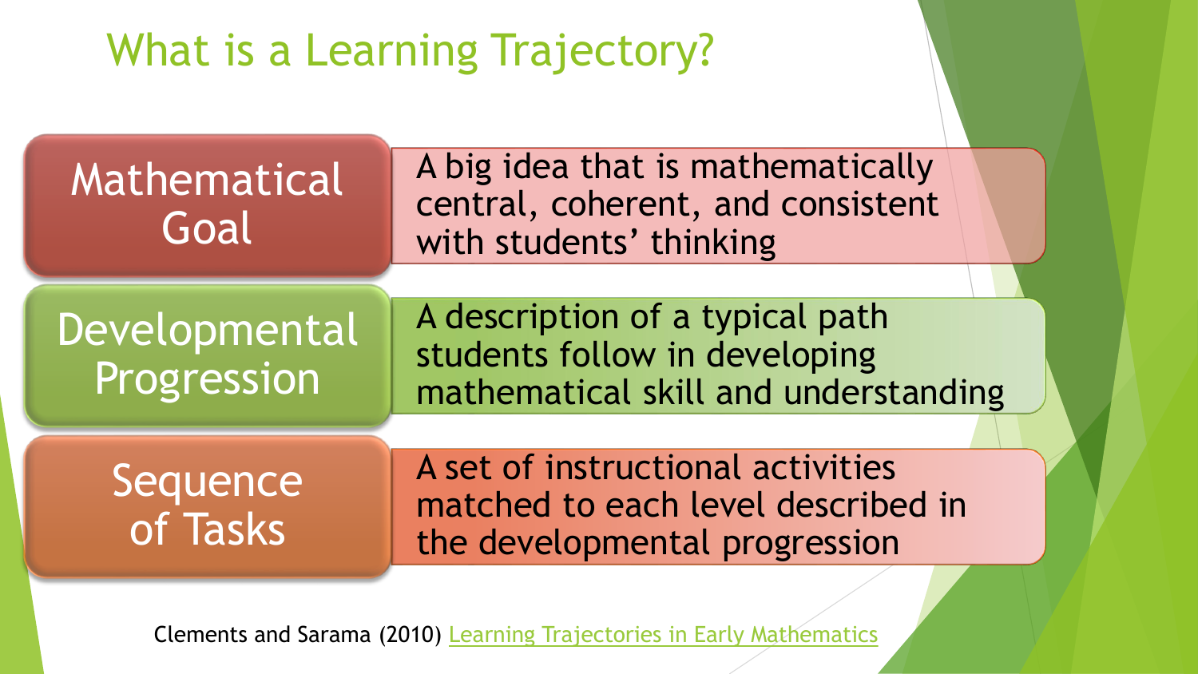# What is a Learning Trajectory?

| | |
|---|---|
| **Mathematical Goal** | A big idea that is mathematically central, coherent, and consistent with students' thinking |
| **Developmental Progression** | A description of a typical path students follow in developing mathematical skill and understanding |
| **Sequence of Tasks** | A set of instructional activities matched to each level described in the developmental progression |

Clements and Sarama (2010) Learning Trajectories in Early Mathematics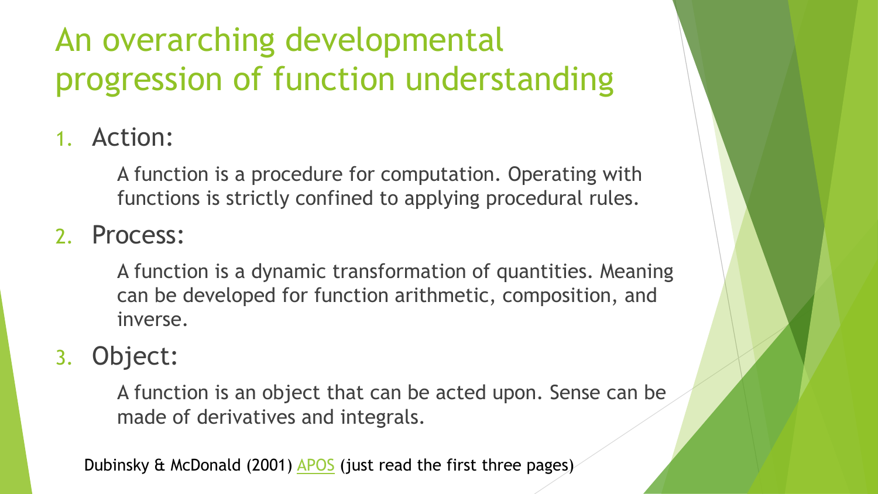# An overarching developmental progression of function understanding

1. Action:

   A function is a procedure for computation. Operating with functions is strictly confined to applying procedural rules.

2. Process:

   A function is a dynamic transformation of quantities. Meaning can be developed for function arithmetic, composition, and inverse.

3. Object:

   A function is an object that can be acted upon. Sense can be made of derivatives and integrals.

Dubinsky & McDonald (2001) APOS (just read the first three pages)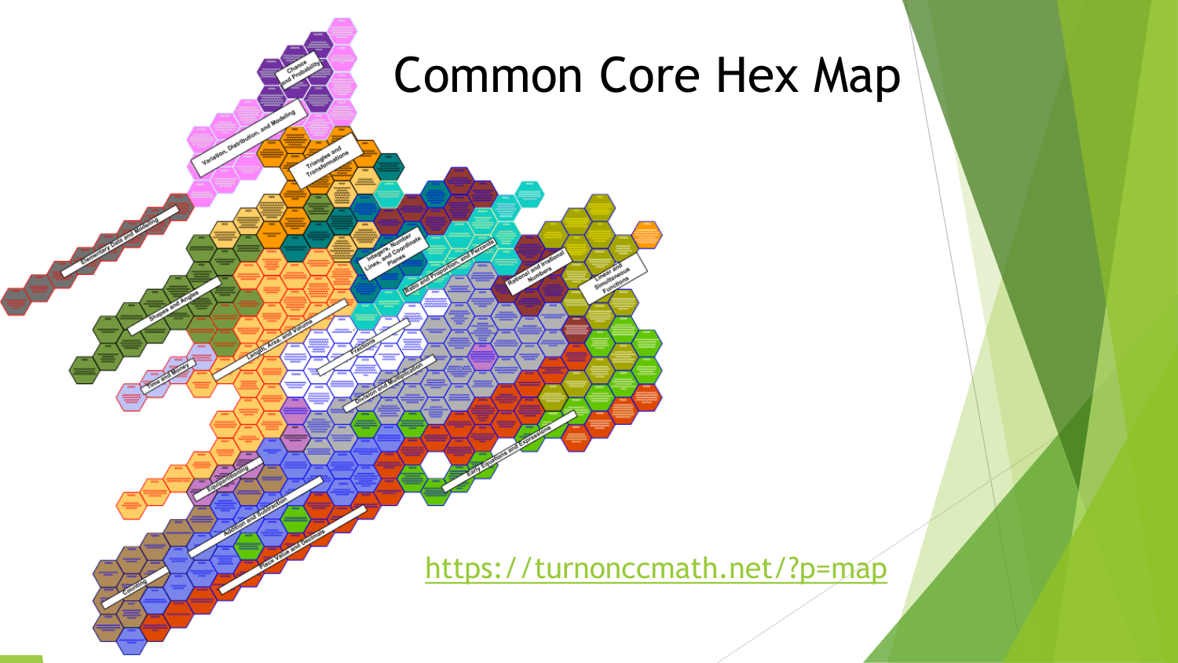# Common Core Hex Map

https://turnonccmath.net/?p=map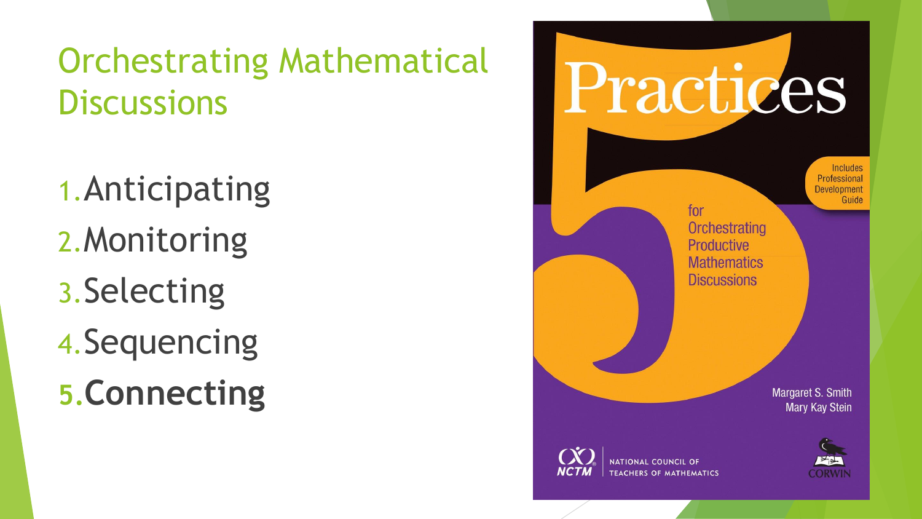# Orchestrating Mathematical Discussions

1. Anticipating
2. Monitoring
3. Selecting
4. Sequencing
5. **Connecting**

Practices 5 for Orchestrating Productive Mathematics Discussions

Includes Professional Development Guide

Margaret S. Smith
Mary Kay Stein

NCTM NATIONAL COUNCIL OF TEACHERS OF MATHEMATICS

CORWIN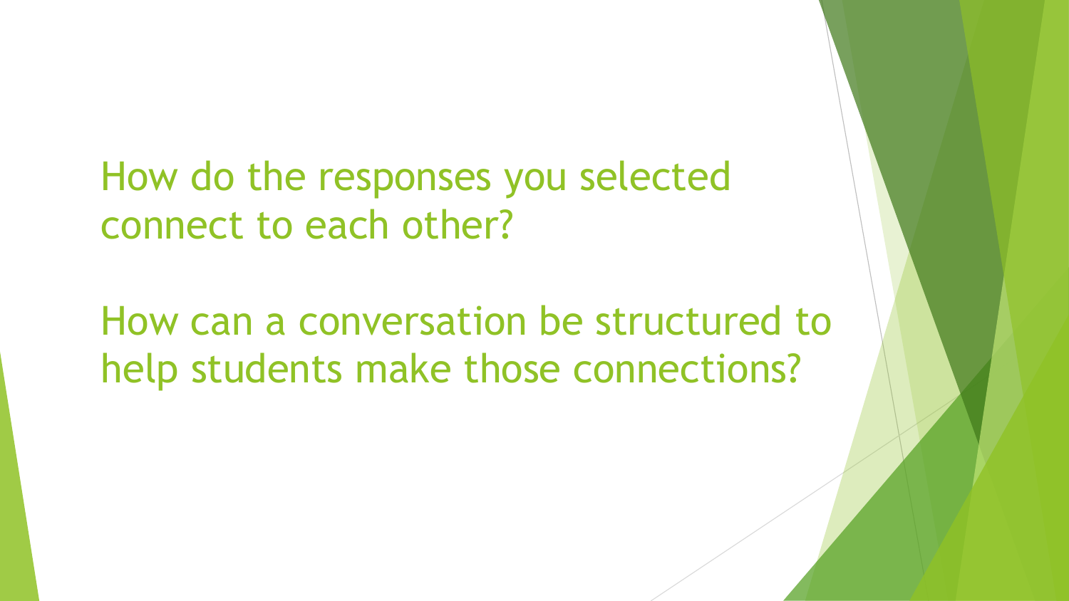How do the responses you selected connect to each other?

How can a conversation be structured to help students make those connections?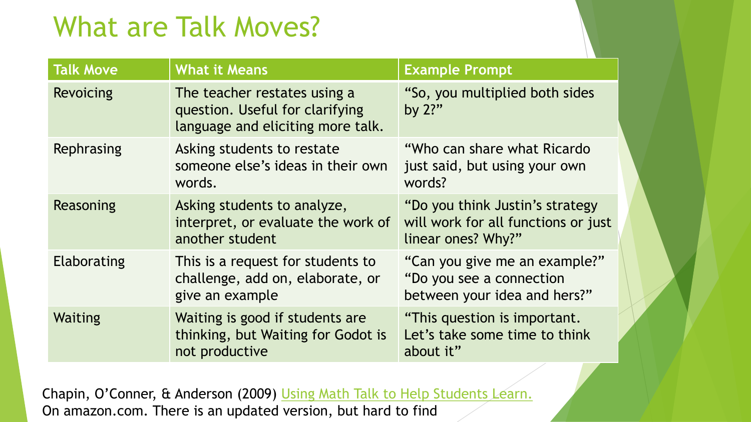# What are Talk Moves?

| Talk Move | What it Means | Example Prompt |
|---|---|---|
| Revoicing | The teacher restates using a question. Useful for clarifying language and eliciting more talk. | "So, you multiplied both sides by 2?" |
| Rephrasing | Asking students to restate someone else's ideas in their own words. | "Who can share what Ricardo just said, but using your own words? |
| Reasoning | Asking students to analyze, interpret, or evaluate the work of another student | "Do you think Justin's strategy will work for all functions or just linear ones? Why?" |
| Elaborating | This is a request for students to challenge, add on, elaborate, or give an example | "Can you give me an example?" "Do you see a connection between your idea and hers?" |
| Waiting | Waiting is good if students are thinking, but Waiting for Godot is not productive | "This question is important. Let's take some time to think about it" |

Chapin, O'Conner, & Anderson (2009) Using Math Talk to Help Students Learn.
On amazon.com. There is an updated version, but hard to find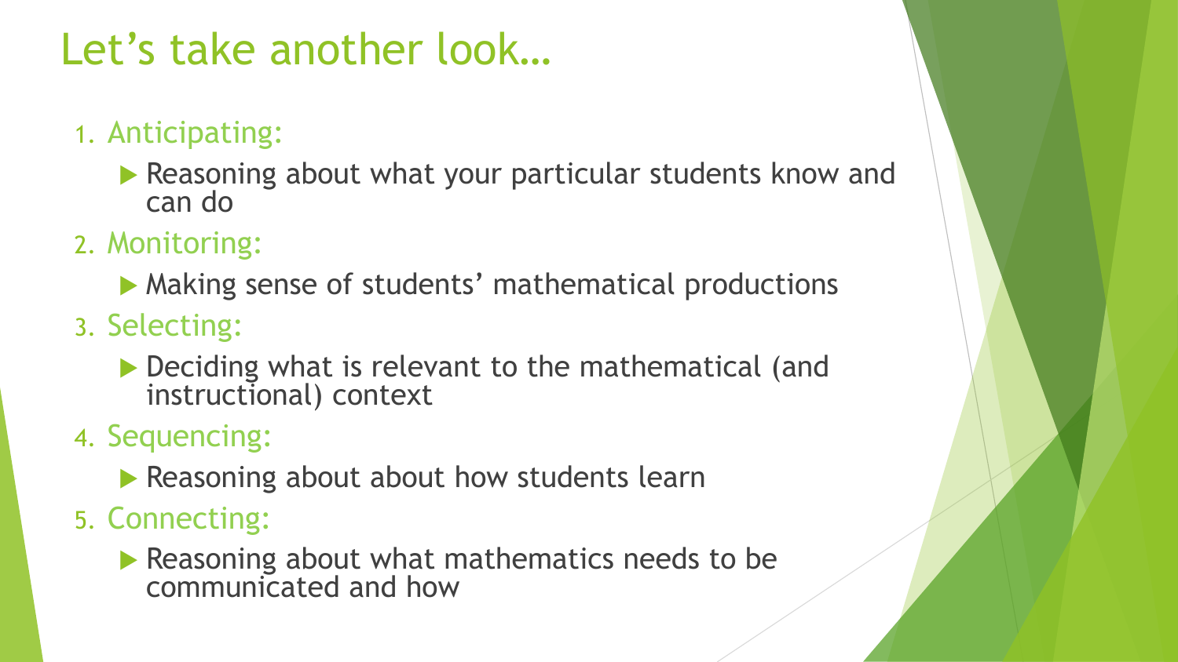# Let’s take another look…

1. Anticipating:
   - Reasoning about what your particular students know and can do
2. Monitoring:
   - Making sense of students’ mathematical productions
3. Selecting:
   - Deciding what is relevant to the mathematical (and instructional) context
4. Sequencing:
   - Reasoning about about how students learn
5. Connecting:
   - Reasoning about what mathematics needs to be communicated and how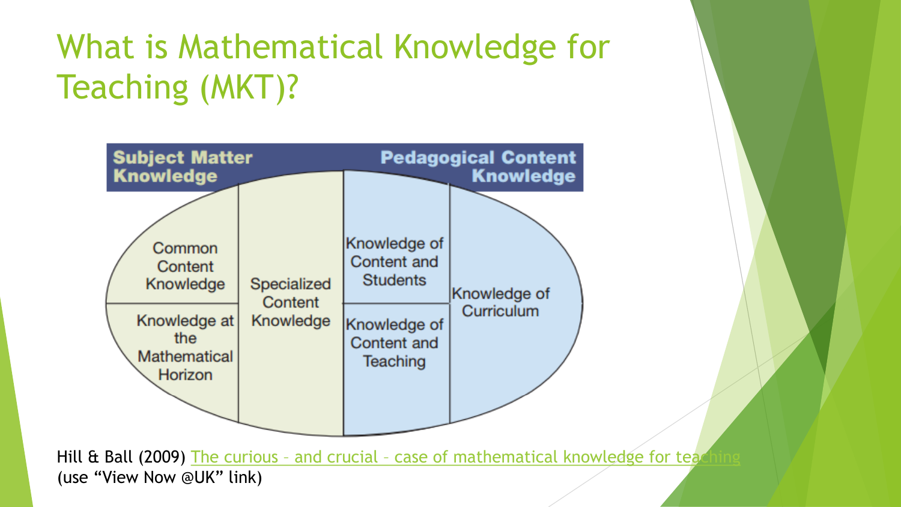# What is Mathematical Knowledge for Teaching (MKT)?

**Subject Matter Knowledge** | **Pedagogical Content Knowledge**

| Subject Matter Knowledge | | Pedagogical Content Knowledge | |
|---|---|---|---|
| Common Content Knowledge | Specialized Content Knowledge | Knowledge of Content and Students | Knowledge of Curriculum |
| Knowledge at the Mathematical Horizon | | Knowledge of Content and Teaching | |

Hill & Ball (2009) The curious – and crucial – case of mathematical knowledge for teaching
(use "View Now @UK" link)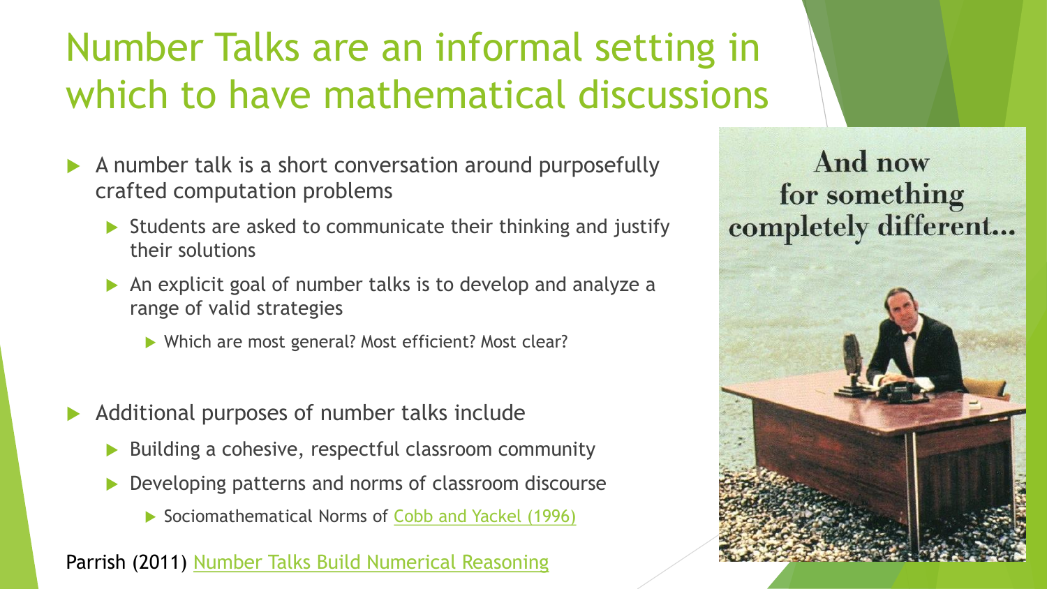# Number Talks are an informal setting in which to have mathematical discussions

- A number talk is a short conversation around purposefully crafted computation problems
  - Students are asked to communicate their thinking and justify their solutions
  - An explicit goal of number talks is to develop and analyze a range of valid strategies
    - Which are most general? Most efficient? Most clear?

- Additional purposes of number talks include
  - Building a cohesive, respectful classroom community
  - Developing patterns and norms of classroom discourse
    - Sociomathematical Norms of Cobb and Yackel (1996)

Parrish (2011) Number Talks Build Numerical Reasoning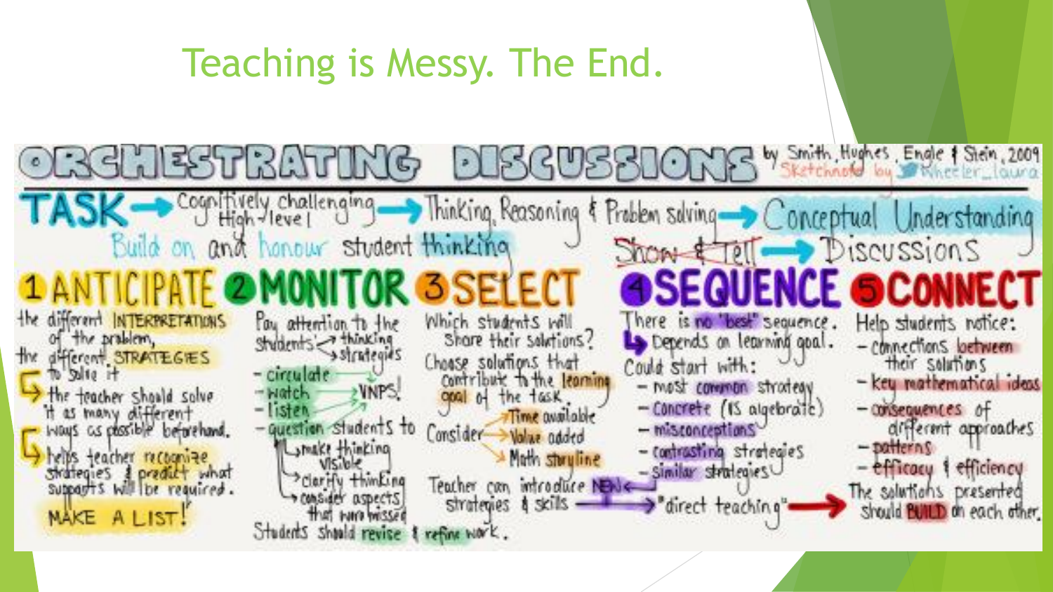# Teaching is Messy. The End.

## ORCHESTRATING DISCUSSIONS

by Smith, Hughes, Engle & Stein, 2009
Sketchnote by @Wheeler_Laura

**TASK** → Cognitively challenging / High-level → Thinking, Reasoning & Problem solving → Conceptual Understanding

Build on and honour student thinking

~~Show & Tell~~ → Discussions

### 1 ANTICIPATE

the different INTERPRETATIONS of the problem, the different STRATEGIES to solve it

→ the teacher should solve it as many different ways as possible beforehand.

→ helps teacher recognize strategies & predict what supports will be required.

MAKE A LIST!

### 2 MONITOR

Pay attention to the students' thinking / strategies

- circulate
- watch → VNPS!
- listen
- question students to
  - make thinking visible
  - clarify thinking
  - consider aspects that were missed

Students should revise & refine work.

### 3 SELECT

Which students will share their solutions?

Choose solutions that contribute to the learning goal of the task.

Consider:
- Time available
- Value added
- Math storyline

Teacher can introduce NEW strategies & skills → "direct teaching"

### 4 SEQUENCE

There is no "best" sequence.

→ Depends on learning goal.

Could start with:
- most common strategy
- concrete (vs algebraic)
- misconceptions
- contrasting strategies
- similar strategies

### 5 CONNECT

Help students notice:
- connections between their solutions
- key mathematical ideas
- consequences of different approaches
- patterns
- efficacy & efficiency

The solutions presented should BUILD on each other.